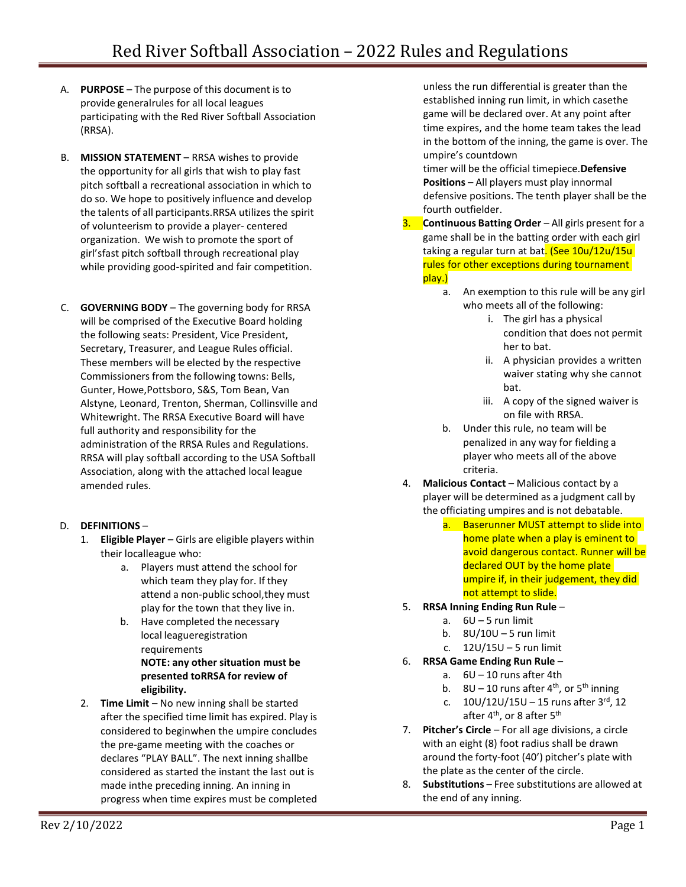# Red River Softball Association – 2022 Rules and Regulations

A. **PURPOSE** – The purpose of this document is to provide generalrules for all local leagues participating with the Red River Softball Association (RRSA).

B. **MISSION STATEMENT** – RRSA wishes to provide the opportunity for all girls that wish to play fast pitch softball a recreational association in which to do so. We hope to positively influence and develop the talents of all participants.RRSA utilizes the spirit of volunteerism to provide a player- centered organization. We wish to promote the sport of girl'sfast pitch softball through recreational play while providing good-spirited and fair competition.

C. **GOVERNING BODY** – The governing body for RRSA will be comprised of the Executive Board holding the following seats: President, Vice President, Secretary, Treasurer, and League Rules official. These members will be elected by the respective Commissioners from the following towns: Bells, Gunter, Howe,Pottsboro, S&S, Tom Bean, Van Alstyne, Leonard, Trenton, Sherman, Collinsville and Whitewright. The RRSA Executive Board will have full authority and responsibility for the administration of the RRSA Rules and Regulations. RRSA will play softball according to the USA Softball Association, along with the attached local league amended rules.

D. **DEFINITIONS** –

1. **Eligible Player** – Girls are eligible players within their localleague who:
   a. Players must attend the school for which team they play for. If they attend a non-public school,they must play for the town that they live in.
   b. Have completed the necessary local leagueregistration requirements
      **NOTE: any other situation must be presented toRRSA for review of eligibility.**
2. **Time Limit** – No new inning shall be started after the specified time limit has expired. Play is considered to beginwhen the umpire concludes the pre-game meeting with the coaches or declares "PLAY BALL". The next inning shallbe considered as started the instant the last out is made inthe preceding inning. An inning in progress when time expires must be completed unless the run differential is greater than the established inning run limit, in which casethe game will be declared over. At any point after time expires, and the home team takes the lead in the bottom of the inning, the game is over. The umpire's countdown timer will be the official timepiece.**Defensive Positions** – All players must play innormal defensive positions. The tenth player shall be the fourth outfielder.
3. **Continuous Batting Order** – All girls present for a game shall be in the batting order with each girl taking a regular turn at bat. (See 10u/12u/15u rules for other exceptions during tournament play.)
   a. An exemption to this rule will be any girl who meets all of the following:
      i. The girl has a physical condition that does not permit her to bat.
      ii. A physician provides a written waiver stating why she cannot bat.
      iii. A copy of the signed waiver is on file with RRSA.
   b. Under this rule, no team will be penalized in any way for fielding a player who meets all of the above criteria.
4. **Malicious Contact** – Malicious contact by a player will be determined as a judgment call by the officiating umpires and is not debatable.
   a. Baserunner MUST attempt to slide into home plate when a play is eminent to avoid dangerous contact. Runner will be declared OUT by the home plate umpire if, in their judgement, they did not attempt to slide.
5. **RRSA Inning Ending Run Rule** –
   a. 6U – 5 run limit
   b. 8U/10U – 5 run limit
   c. 12U/15U – 5 run limit
6. **RRSA Game Ending Run Rule** –
   a. 6U – 10 runs after 4th
   b. 8U – 10 runs after 4th, or 5th inning
   c. 10U/12U/15U – 15 runs after 3rd, 12 after 4th, or 8 after 5th
7. **Pitcher's Circle** – For all age divisions, a circle with an eight (8) foot radius shall be drawn around the forty-foot (40') pitcher's plate with the plate as the center of the circle.
8. **Substitutions** – Free substitutions are allowed at the end of any inning.

Rev 2/10/2022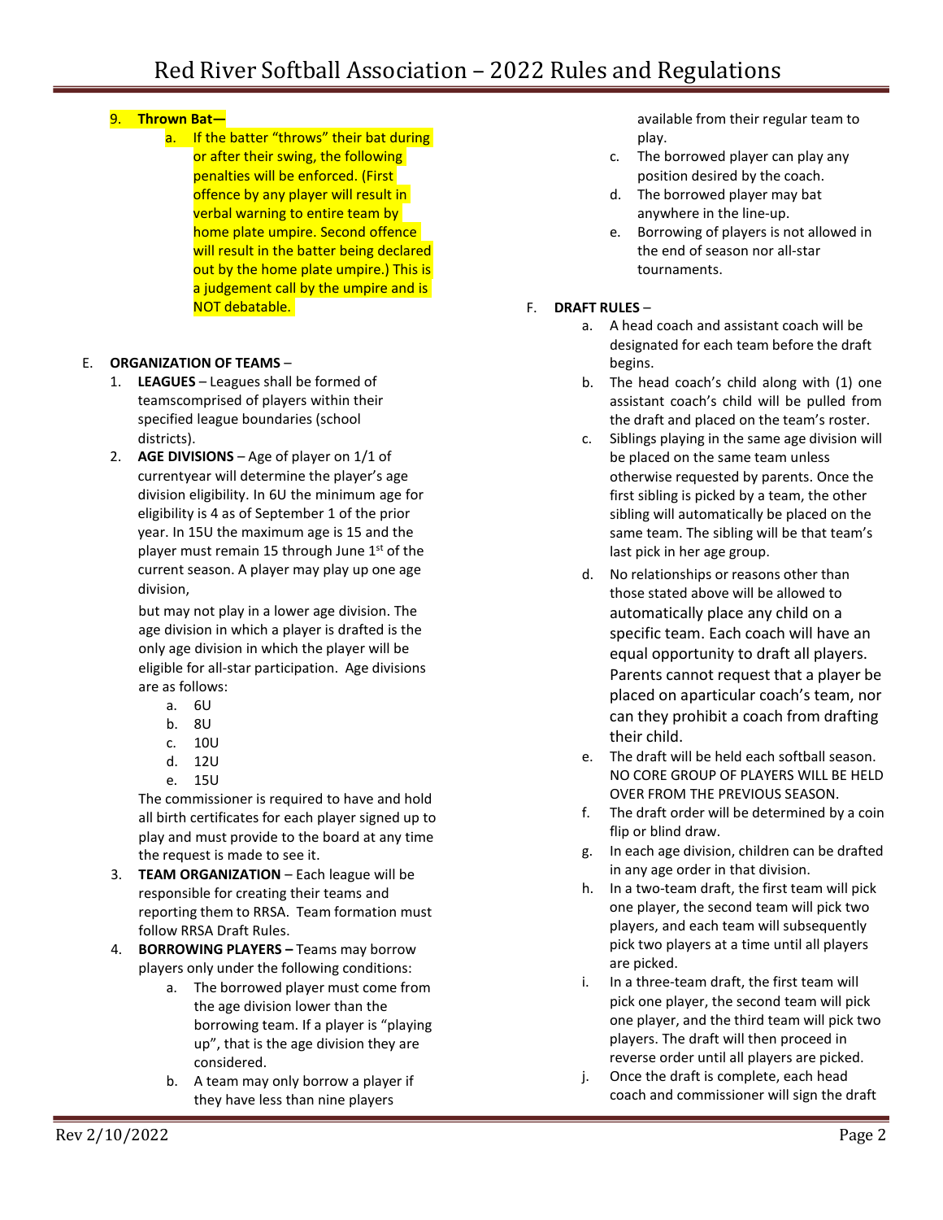9. **Thrown Bat—**
   a. If the batter "throws" their bat during or after their swing, the following penalties will be enforced. (First offence by any player will result in verbal warning to entire team by home plate umpire. Second offence will result in the batter being declared out by the home plate umpire.) This is a judgement call by the umpire and is NOT debatable.

E. **ORGANIZATION OF TEAMS** –

1. **LEAGUES** – Leagues shall be formed of teamscomprised of players within their specified league boundaries (school districts).
2. **AGE DIVISIONS** – Age of player on 1/1 of currentyear will determine the player's age division eligibility. In 6U the minimum age for eligibility is 4 as of September 1 of the prior year. In 15U the maximum age is 15 and the player must remain 15 through June 1st of the current season. A player may play up one age division,

   but may not play in a lower age division. The age division in which a player is drafted is the only age division in which the player will be eligible for all-star participation. Age divisions are as follows:
   a. 6U
   b. 8U
   c. 10U
   d. 12U
   e. 15U

   The commissioner is required to have and hold all birth certificates for each player signed up to play and must provide to the board at any time the request is made to see it.
3. **TEAM ORGANIZATION** – Each league will be responsible for creating their teams and reporting them to RRSA. Team formation must follow RRSA Draft Rules.
4. **BORROWING PLAYERS –** Teams may borrow players only under the following conditions:
   a. The borrowed player must come from the age division lower than the borrowing team. If a player is "playing up", that is the age division they are considered.
   b. A team may only borrow a player if they have less than nine players available from their regular team to play.
   c. The borrowed player can play any position desired by the coach.
   d. The borrowed player may bat anywhere in the line-up.
   e. Borrowing of players is not allowed in the end of season nor all-star tournaments.

F. **DRAFT RULES** –

a. A head coach and assistant coach will be designated for each team before the draft begins.
b. The head coach's child along with (1) one assistant coach's child will be pulled from the draft and placed on the team's roster.
c. Siblings playing in the same age division will be placed on the same team unless otherwise requested by parents. Once the first sibling is picked by a team, the other sibling will automatically be placed on the same team. The sibling will be that team's last pick in her age group.
d. No relationships or reasons other than those stated above will be allowed to automatically place any child on a specific team. Each coach will have an equal opportunity to draft all players. Parents cannot request that a player be placed on aparticular coach's team, nor can they prohibit a coach from drafting their child.
e. The draft will be held each softball season. NO CORE GROUP OF PLAYERS WILL BE HELD OVER FROM THE PREVIOUS SEASON.
f. The draft order will be determined by a coin flip or blind draw.
g. In each age division, children can be drafted in any age order in that division.
h. In a two-team draft, the first team will pick one player, the second team will pick two players, and each team will subsequently pick two players at a time until all players are picked.
i. In a three-team draft, the first team will pick one player, the second team will pick one player, and the third team will pick two players. The draft will then proceed in reverse order until all players are picked.
j. Once the draft is complete, each head coach and commissioner will sign the draft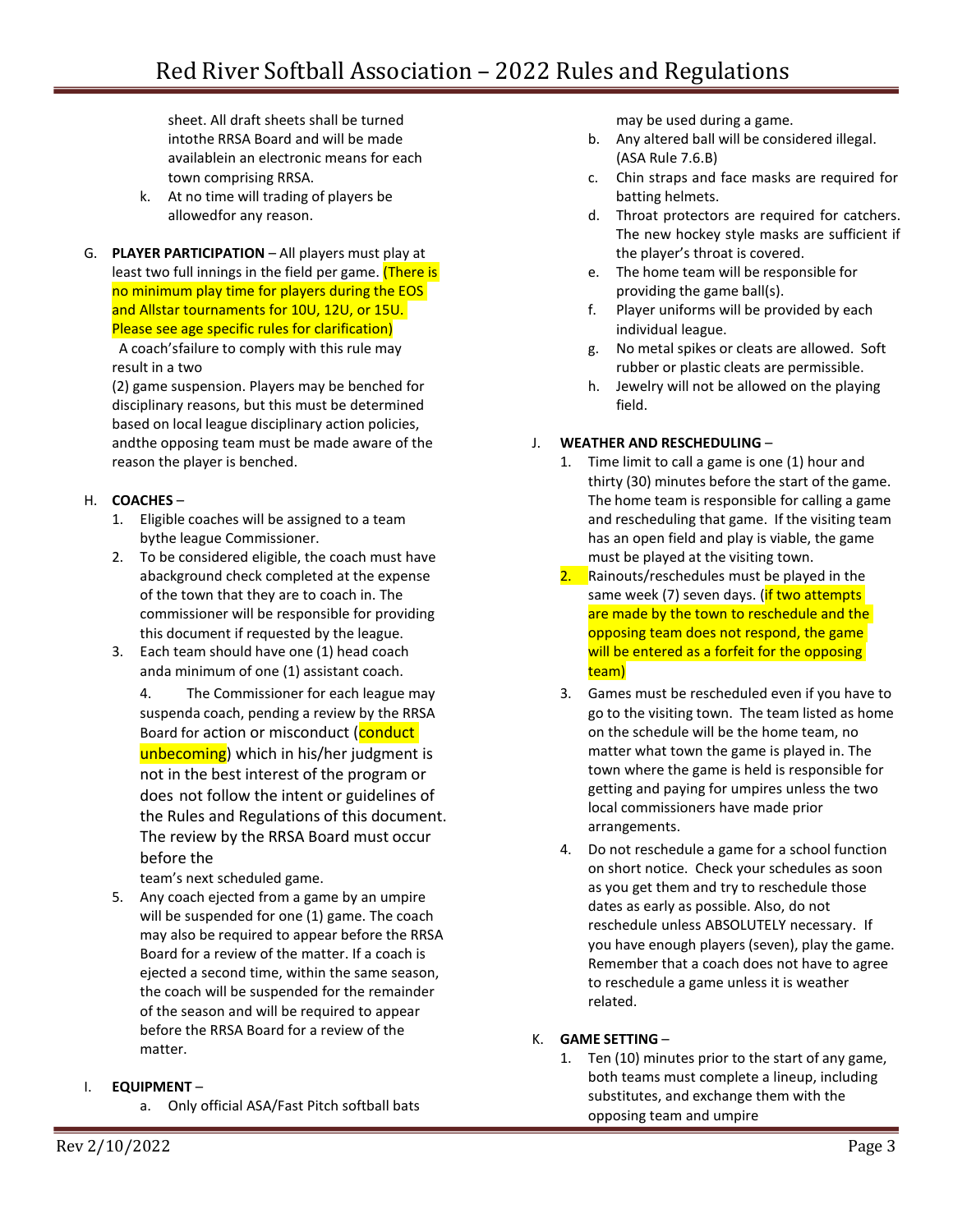sheet. All draft sheets shall be turned intothe RRSA Board and will be made availablein an electronic means for each town comprising RRSA.

k. At no time will trading of players be allowedfor any reason.

G. **PLAYER PARTICIPATION** – All players must play at least two full innings in the field per game. (There is no minimum play time for players during the EOS and Allstar tournaments for 10U, 12U, or 15U. Please see age specific rules for clarification)
A coach'sfailure to comply with this rule may result in a two (2) game suspension. Players may be benched for disciplinary reasons, but this must be determined based on local league disciplinary action policies, andthe opposing team must be made aware of the reason the player is benched.

H. **COACHES** –

1. Eligible coaches will be assigned to a team bythe league Commissioner.
2. To be considered eligible, the coach must have abackground check completed at the expense of the town that they are to coach in. The commissioner will be responsible for providing this document if requested by the league.
3. Each team should have one (1) head coach anda minimum of one (1) assistant coach.
4. The Commissioner for each league may suspenda coach, pending a review by the RRSA Board for action or misconduct (conduct unbecoming) which in his/her judgment is not in the best interest of the program or does not follow the intent or guidelines of the Rules and Regulations of this document. The review by the RRSA Board must occur before the team's next scheduled game.
5. Any coach ejected from a game by an umpire will be suspended for one (1) game. The coach may also be required to appear before the RRSA Board for a review of the matter. If a coach is ejected a second time, within the same season, the coach will be suspended for the remainder of the season and will be required to appear before the RRSA Board for a review of the matter.

I. **EQUIPMENT** –

a. Only official ASA/Fast Pitch softball bats may be used during a game.

b. Any altered ball will be considered illegal. (ASA Rule 7.6.B)

c. Chin straps and face masks are required for batting helmets.

d. Throat protectors are required for catchers. The new hockey style masks are sufficient if the player's throat is covered.

e. The home team will be responsible for providing the game ball(s).

f. Player uniforms will be provided by each individual league.

g. No metal spikes or cleats are allowed. Soft rubber or plastic cleats are permissible.

h. Jewelry will not be allowed on the playing field.

J. **WEATHER AND RESCHEDULING** –

1. Time limit to call a game is one (1) hour and thirty (30) minutes before the start of the game. The home team is responsible for calling a game and rescheduling that game. If the visiting team has an open field and play is viable, the game must be played at the visiting town.
2. Rainouts/reschedules must be played in the same week (7) seven days. (if two attempts are made by the town to reschedule and the opposing team does not respond, the game will be entered as a forfeit for the opposing team)
3. Games must be rescheduled even if you have to go to the visiting town. The team listed as home on the schedule will be the home team, no matter what town the game is played in. The town where the game is held is responsible for getting and paying for umpires unless the two local commissioners have made prior arrangements.
4. Do not reschedule a game for a school function on short notice. Check your schedules as soon as you get them and try to reschedule those dates as early as possible. Also, do not reschedule unless ABSOLUTELY necessary. If you have enough players (seven), play the game. Remember that a coach does not have to agree to reschedule a game unless it is weather related.

K. **GAME SETTING** –

1. Ten (10) minutes prior to the start of any game, both teams must complete a lineup, including substitutes, and exchange them with the opposing team and umpire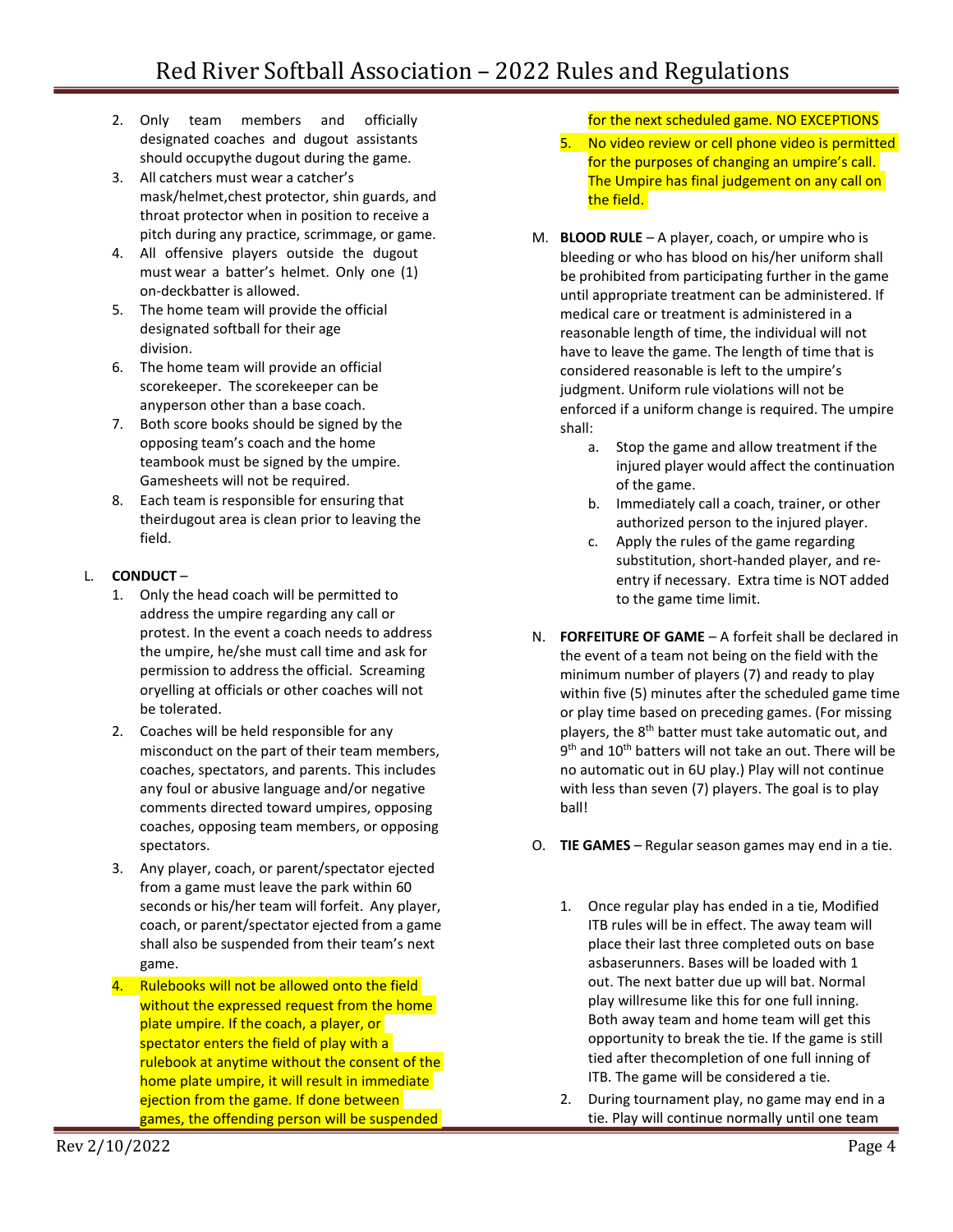2. Only team members and officially designated coaches and dugout assistants should occupythe dugout during the game.
3. All catchers must wear a catcher's mask/helmet,chest protector, shin guards, and throat protector when in position to receive a pitch during any practice, scrimmage, or game.
4. All offensive players outside the dugout must wear a batter's helmet. Only one (1) on-deckbatter is allowed.
5. The home team will provide the official designated softball for their age division.
6. The home team will provide an official scorekeeper. The scorekeeper can be anyperson other than a base coach.
7. Both score books should be signed by the opposing team's coach and the home teambook must be signed by the umpire. Gamesheets will not be required.
8. Each team is responsible for ensuring that theirdugout area is clean prior to leaving the field.

L. **CONDUCT** –
1. Only the head coach will be permitted to address the umpire regarding any call or protest. In the event a coach needs to address the umpire, he/she must call time and ask for permission to address the official. Screaming oryelling at officials or other coaches will not be tolerated.
2. Coaches will be held responsible for any misconduct on the part of their team members, coaches, spectators, and parents. This includes any foul or abusive language and/or negative comments directed toward umpires, opposing coaches, opposing team members, or opposing spectators.
3. Any player, coach, or parent/spectator ejected from a game must leave the park within 60 seconds or his/her team will forfeit. Any player, coach, or parent/spectator ejected from a game shall also be suspended from their team's next game.
4. Rulebooks will not be allowed onto the field without the expressed request from the home plate umpire. If the coach, a player, or spectator enters the field of play with a rulebook at anytime without the consent of the home plate umpire, it will result in immediate ejection from the game. If done between games, the offending person will be suspended for the next scheduled game. NO EXCEPTIONS
5. No video review or cell phone video is permitted for the purposes of changing an umpire's call. The Umpire has final judgement on any call on the field.

M. **BLOOD RULE** – A player, coach, or umpire who is bleeding or who has blood on his/her uniform shall be prohibited from participating further in the game until appropriate treatment can be administered. If medical care or treatment is administered in a reasonable length of time, the individual will not have to leave the game. The length of time that is considered reasonable is left to the umpire's judgment. Uniform rule violations will not be enforced if a uniform change is required. The umpire shall:
   a. Stop the game and allow treatment if the injured player would affect the continuation of the game.
   b. Immediately call a coach, trainer, or other authorized person to the injured player.
   c. Apply the rules of the game regarding substitution, short-handed player, and re-entry if necessary. Extra time is NOT added to the game time limit.

N. **FORFEITURE OF GAME** – A forfeit shall be declared in the event of a team not being on the field with the minimum number of players (7) and ready to play within five (5) minutes after the scheduled game time or play time based on preceding games. (For missing players, the 8th batter must take automatic out, and 9th and 10th batters will not take an out. There will be no automatic out in 6U play.) Play will not continue with less than seven (7) players. The goal is to play ball!

O. **TIE GAMES** – Regular season games may end in a tie.
1. Once regular play has ended in a tie, Modified ITB rules will be in effect. The away team will place their last three completed outs on base asbaserunners. Bases will be loaded with 1 out. The next batter due up will bat. Normal play willresume like this for one full inning. Both away team and home team will get this opportunity to break the tie. If the game is still tied after thecompletion of one full inning of ITB. The game will be considered a tie.
2. During tournament play, no game may end in a tie. Play will continue normally until one team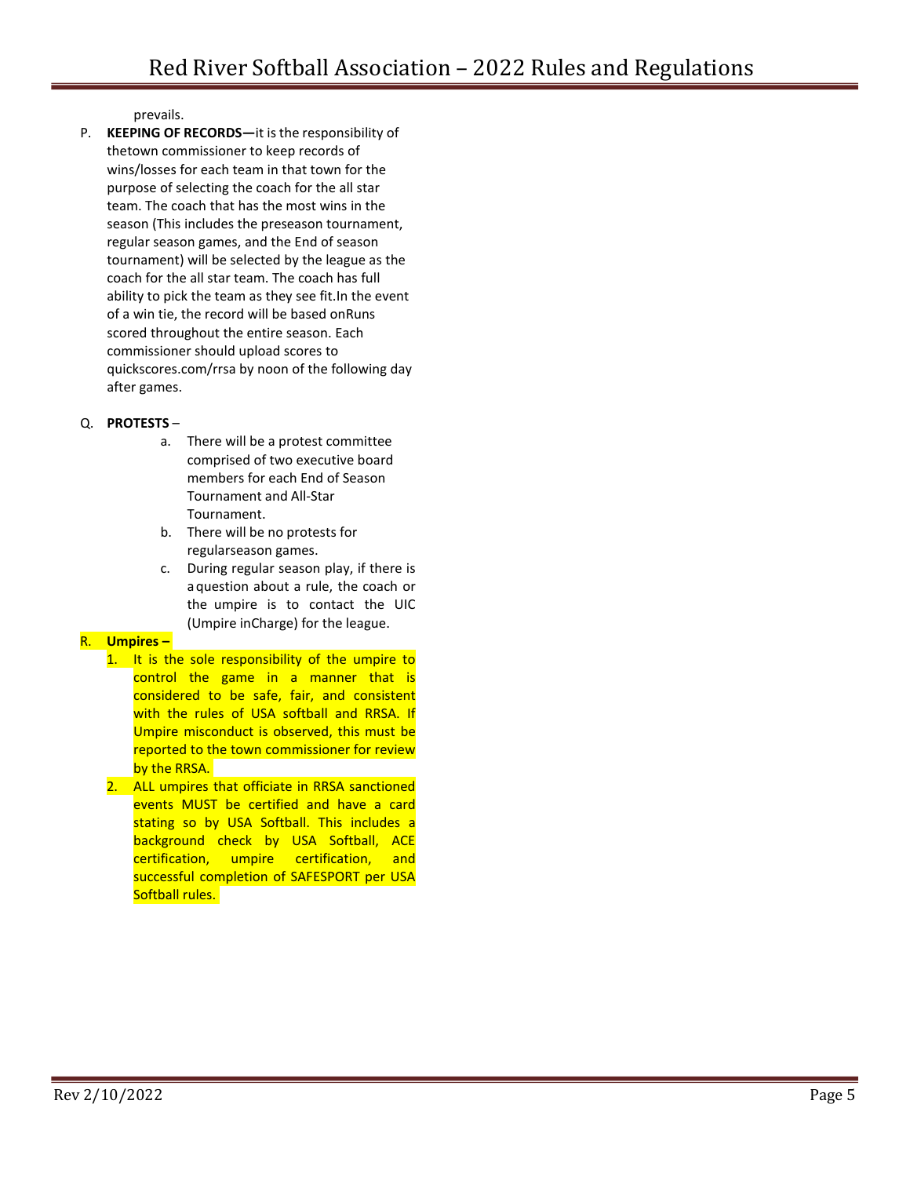prevails.

P. **KEEPING OF RECORDS—**it is the responsibility of thetown commissioner to keep records of wins/losses for each team in that town for the purpose of selecting the coach for the all star team. The coach that has the most wins in the season (This includes the preseason tournament, regular season games, and the End of season tournament) will be selected by the league as the coach for the all star team. The coach has full ability to pick the team as they see fit.In the event of a win tie, the record will be based onRuns scored throughout the entire season. Each commissioner should upload scores to quickscores.com/rrsa by noon of the following day after games.

Q. **PROTESTS** –
   a. There will be a protest committee comprised of two executive board members for each End of Season Tournament and All-Star Tournament.
   b. There will be no protests for regularseason games.
   c. During regular season play, if there is a question about a rule, the coach or the umpire is to contact the UIC (Umpire inCharge) for the league.

R. **Umpires –**
   1. It is the sole responsibility of the umpire to control the game in a manner that is considered to be safe, fair, and consistent with the rules of USA softball and RRSA. If Umpire misconduct is observed, this must be reported to the town commissioner for review by the RRSA.
   2. ALL umpires that officiate in RRSA sanctioned events MUST be certified and have a card stating so by USA Softball. This includes a background check by USA Softball, ACE certification, umpire certification, and successful completion of SAFESPORT per USA Softball rules.